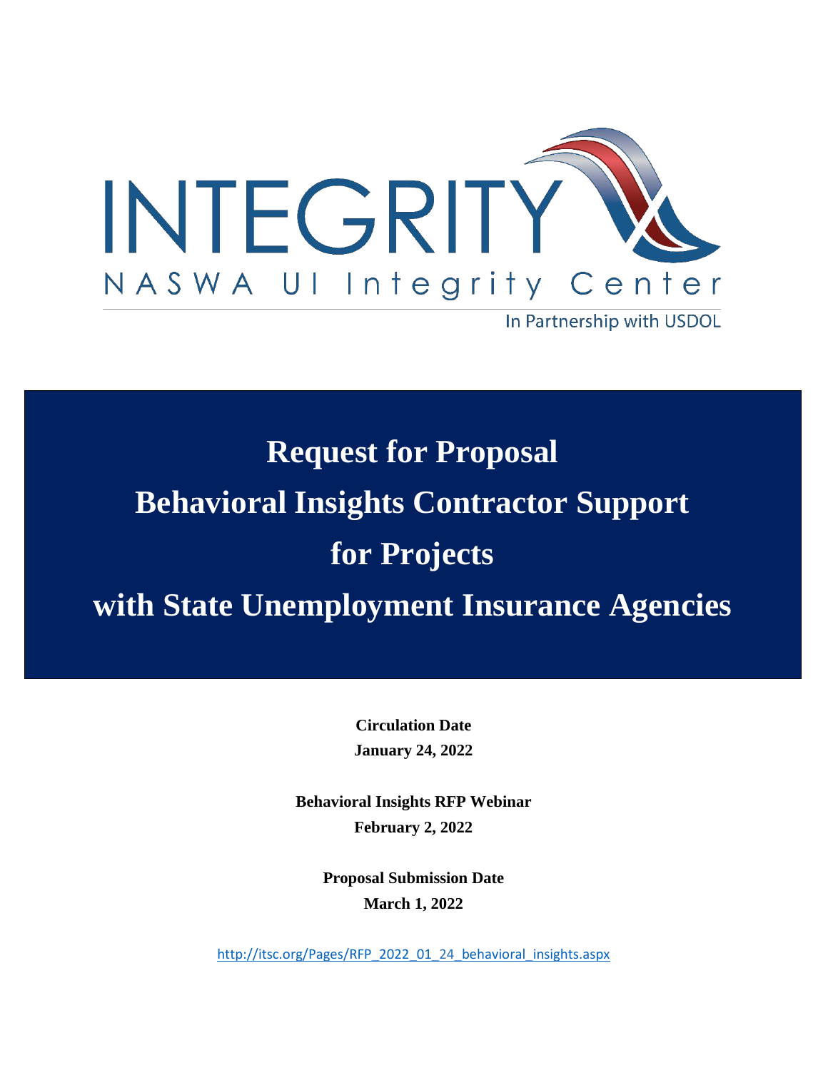INTEGRITY

NASWA UI Integrity Center

In Partnership with USDOL

# Request for Proposal Behavioral Insights Contractor Support for Projects with State Unemployment Insurance Agencies

**Circulation Date**

**January 24, 2022**

**Behavioral Insights RFP Webinar**

**February 2, 2022**

**Proposal Submission Date**

**March 1, 2022**

http://itsc.org/Pages/RFP_2022_01_24_behavioral_insights.aspx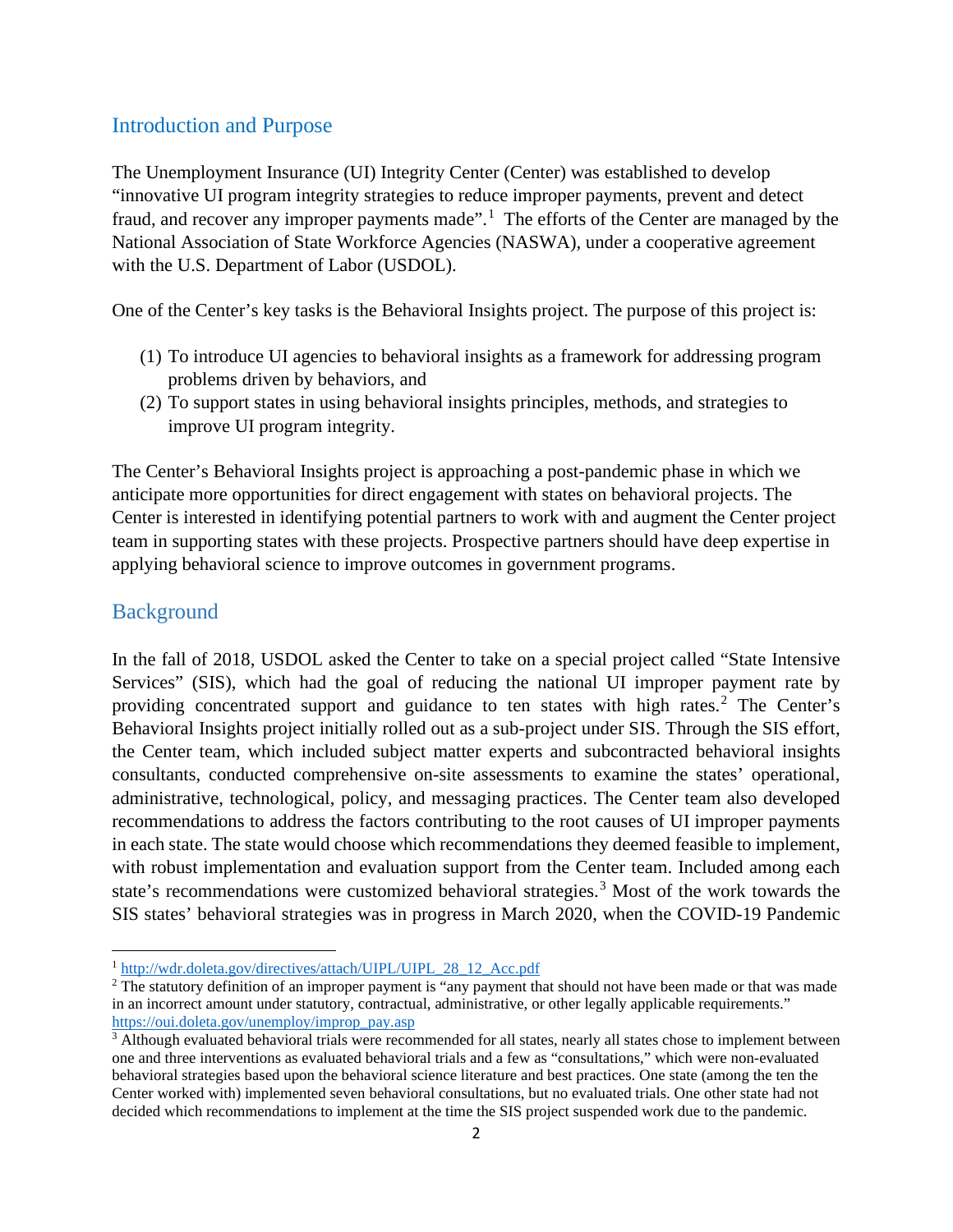## Introduction and Purpose

The Unemployment Insurance (UI) Integrity Center (Center) was established to develop "innovative UI program integrity strategies to reduce improper payments, prevent and detect fraud, and recover any improper payments made".[1] The efforts of the Center are managed by the National Association of State Workforce Agencies (NASWA), under a cooperative agreement with the U.S. Department of Labor (USDOL).

One of the Center's key tasks is the Behavioral Insights project. The purpose of this project is:

1. To introduce UI agencies to behavioral insights as a framework for addressing program problems driven by behaviors, and
2. To support states in using behavioral insights principles, methods, and strategies to improve UI program integrity.

The Center's Behavioral Insights project is approaching a post-pandemic phase in which we anticipate more opportunities for direct engagement with states on behavioral projects. The Center is interested in identifying potential partners to work with and augment the Center project team in supporting states with these projects. Prospective partners should have deep expertise in applying behavioral science to improve outcomes in government programs.

## Background

In the fall of 2018, USDOL asked the Center to take on a special project called "State Intensive Services" (SIS), which had the goal of reducing the national UI improper payment rate by providing concentrated support and guidance to ten states with high rates.[2] The Center's Behavioral Insights project initially rolled out as a sub-project under SIS. Through the SIS effort, the Center team, which included subject matter experts and subcontracted behavioral insights consultants, conducted comprehensive on-site assessments to examine the states' operational, administrative, technological, policy, and messaging practices. The Center team also developed recommendations to address the factors contributing to the root causes of UI improper payments in each state. The state would choose which recommendations they deemed feasible to implement, with robust implementation and evaluation support from the Center team. Included among each state's recommendations were customized behavioral strategies.[3] Most of the work towards the SIS states' behavioral strategies was in progress in March 2020, when the COVID-19 Pandemic

---

[1] http://wdr.doleta.gov/directives/attach/UIPL/UIPL_28_12_Acc.pdf

[2] The statutory definition of an improper payment is "any payment that should not have been made or that was made in an incorrect amount under statutory, contractual, administrative, or other legally applicable requirements." https://oui.doleta.gov/unemploy/improp_pay.asp

[3] Although evaluated behavioral trials were recommended for all states, nearly all states chose to implement between one and three interventions as evaluated behavioral trials and a few as "consultations," which were non-evaluated behavioral strategies based upon the behavioral science literature and best practices. One state (among the ten the Center worked with) implemented seven behavioral consultations, but no evaluated trials. One other state had not decided which recommendations to implement at the time the SIS project suspended work due to the pandemic.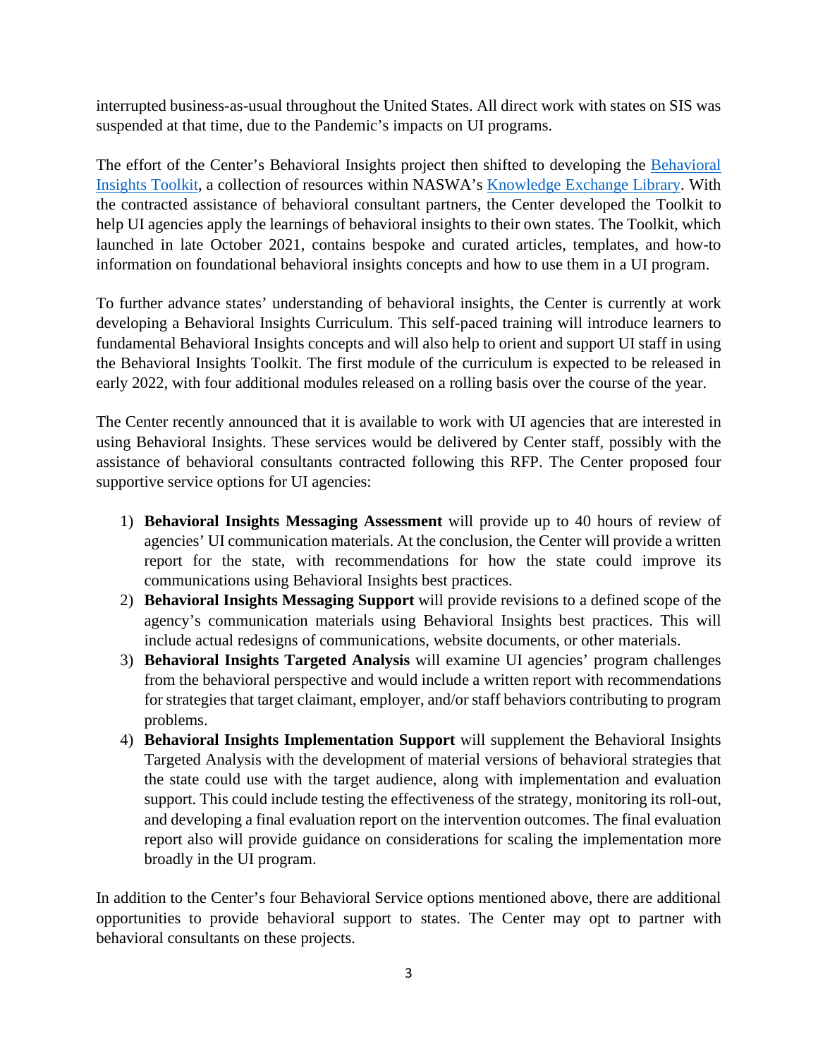interrupted business-as-usual throughout the United States. All direct work with states on SIS was suspended at that time, due to the Pandemic's impacts on UI programs.

The effort of the Center's Behavioral Insights project then shifted to developing the Behavioral Insights Toolkit, a collection of resources within NASWA's Knowledge Exchange Library. With the contracted assistance of behavioral consultant partners, the Center developed the Toolkit to help UI agencies apply the learnings of behavioral insights to their own states. The Toolkit, which launched in late October 2021, contains bespoke and curated articles, templates, and how-to information on foundational behavioral insights concepts and how to use them in a UI program.

To further advance states' understanding of behavioral insights, the Center is currently at work developing a Behavioral Insights Curriculum. This self-paced training will introduce learners to fundamental Behavioral Insights concepts and will also help to orient and support UI staff in using the Behavioral Insights Toolkit. The first module of the curriculum is expected to be released in early 2022, with four additional modules released on a rolling basis over the course of the year.

The Center recently announced that it is available to work with UI agencies that are interested in using Behavioral Insights. These services would be delivered by Center staff, possibly with the assistance of behavioral consultants contracted following this RFP. The Center proposed four supportive service options for UI agencies:

1) **Behavioral Insights Messaging Assessment** will provide up to 40 hours of review of agencies' UI communication materials. At the conclusion, the Center will provide a written report for the state, with recommendations for how the state could improve its communications using Behavioral Insights best practices.
2) **Behavioral Insights Messaging Support** will provide revisions to a defined scope of the agency's communication materials using Behavioral Insights best practices. This will include actual redesigns of communications, website documents, or other materials.
3) **Behavioral Insights Targeted Analysis** will examine UI agencies' program challenges from the behavioral perspective and would include a written report with recommendations for strategies that target claimant, employer, and/or staff behaviors contributing to program problems.
4) **Behavioral Insights Implementation Support** will supplement the Behavioral Insights Targeted Analysis with the development of material versions of behavioral strategies that the state could use with the target audience, along with implementation and evaluation support. This could include testing the effectiveness of the strategy, monitoring its roll-out, and developing a final evaluation report on the intervention outcomes. The final evaluation report also will provide guidance on considerations for scaling the implementation more broadly in the UI program.

In addition to the Center's four Behavioral Service options mentioned above, there are additional opportunities to provide behavioral support to states. The Center may opt to partner with behavioral consultants on these projects.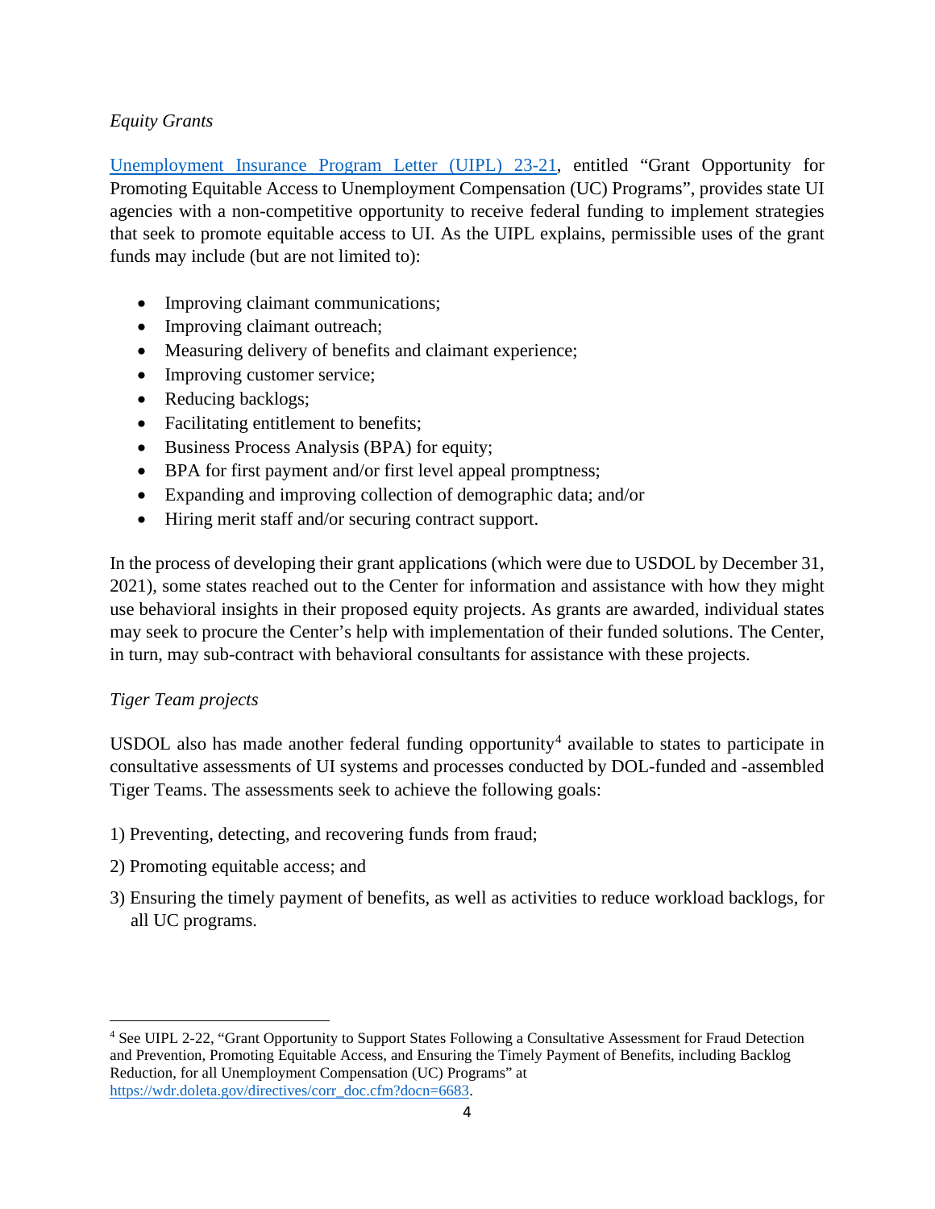*Equity Grants*

[Unemployment Insurance Program Letter (UIPL) 23-21](https://wdr.doleta.gov/directives/corr_doc.cfm?docn=6683), entitled "Grant Opportunity for Promoting Equitable Access to Unemployment Compensation (UC) Programs", provides state UI agencies with a non-competitive opportunity to receive federal funding to implement strategies that seek to promote equitable access to UI. As the UIPL explains, permissible uses of the grant funds may include (but are not limited to):

- Improving claimant communications;
- Improving claimant outreach;
- Measuring delivery of benefits and claimant experience;
- Improving customer service;
- Reducing backlogs;
- Facilitating entitlement to benefits;
- Business Process Analysis (BPA) for equity;
- BPA for first payment and/or first level appeal promptness;
- Expanding and improving collection of demographic data; and/or
- Hiring merit staff and/or securing contract support.

In the process of developing their grant applications (which were due to USDOL by December 31, 2021), some states reached out to the Center for information and assistance with how they might use behavioral insights in their proposed equity projects. As grants are awarded, individual states may seek to procure the Center's help with implementation of their funded solutions. The Center, in turn, may sub-contract with behavioral consultants for assistance with these projects.

*Tiger Team projects*

USDOL also has made another federal funding opportunity[4] available to states to participate in consultative assessments of UI systems and processes conducted by DOL-funded and -assembled Tiger Teams. The assessments seek to achieve the following goals:

1) Preventing, detecting, and recovering funds from fraud;

2) Promoting equitable access; and

3) Ensuring the timely payment of benefits, as well as activities to reduce workload backlogs, for all UC programs.

---

[4] See UIPL 2-22, "Grant Opportunity to Support States Following a Consultative Assessment for Fraud Detection and Prevention, Promoting Equitable Access, and Ensuring the Timely Payment of Benefits, including Backlog Reduction, for all Unemployment Compensation (UC) Programs" at [https://wdr.doleta.gov/directives/corr_doc.cfm?docn=6683](https://wdr.doleta.gov/directives/corr_doc.cfm?docn=6683).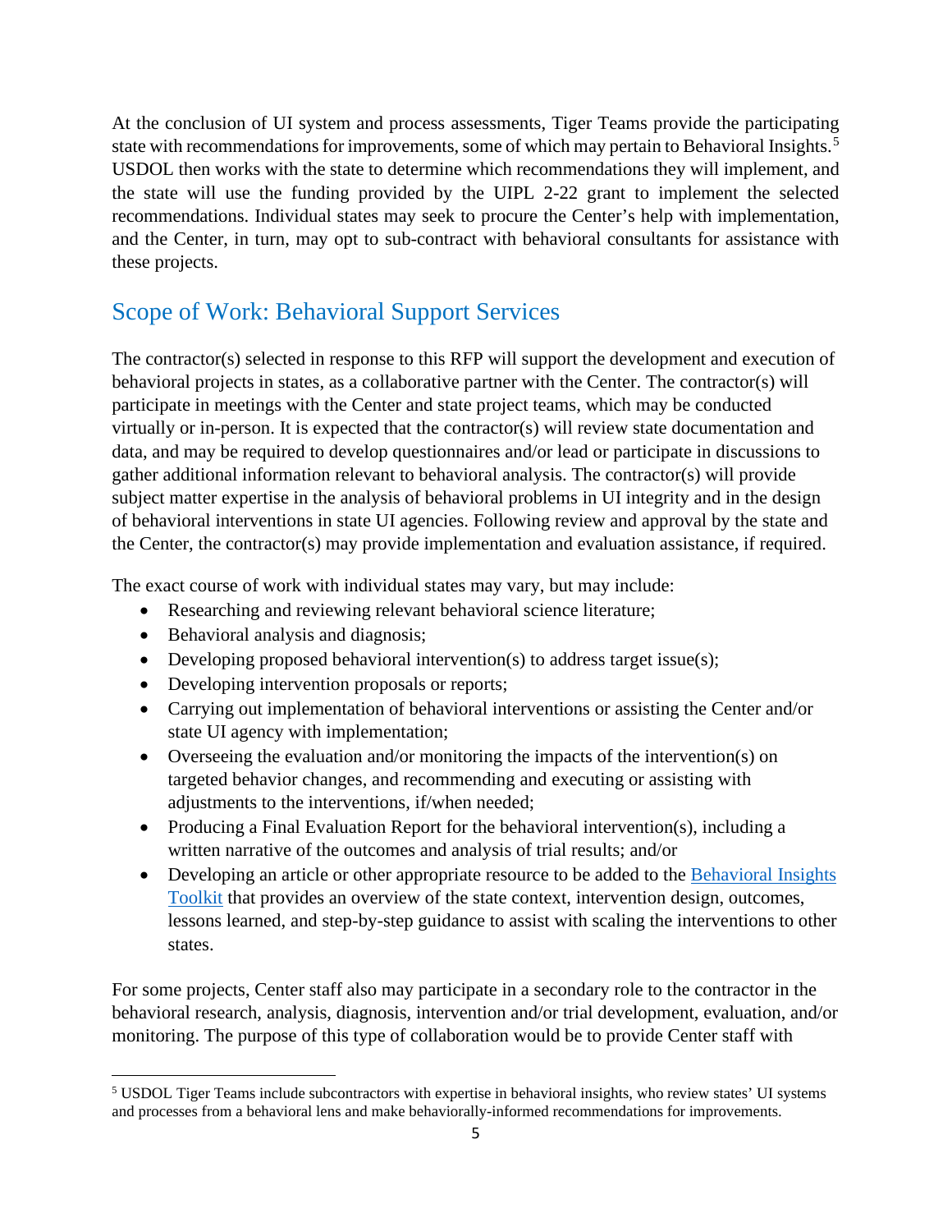At the conclusion of UI system and process assessments, Tiger Teams provide the participating state with recommendations for improvements, some of which may pertain to Behavioral Insights.[5] USDOL then works with the state to determine which recommendations they will implement, and the state will use the funding provided by the UIPL 2-22 grant to implement the selected recommendations. Individual states may seek to procure the Center's help with implementation, and the Center, in turn, may opt to sub-contract with behavioral consultants for assistance with these projects.

## Scope of Work: Behavioral Support Services

The contractor(s) selected in response to this RFP will support the development and execution of behavioral projects in states, as a collaborative partner with the Center. The contractor(s) will participate in meetings with the Center and state project teams, which may be conducted virtually or in-person. It is expected that the contractor(s) will review state documentation and data, and may be required to develop questionnaires and/or lead or participate in discussions to gather additional information relevant to behavioral analysis. The contractor(s) will provide subject matter expertise in the analysis of behavioral problems in UI integrity and in the design of behavioral interventions in state UI agencies. Following review and approval by the state and the Center, the contractor(s) may provide implementation and evaluation assistance, if required.

The exact course of work with individual states may vary, but may include:

- Researching and reviewing relevant behavioral science literature;
- Behavioral analysis and diagnosis;
- Developing proposed behavioral intervention(s) to address target issue(s);
- Developing intervention proposals or reports;
- Carrying out implementation of behavioral interventions or assisting the Center and/or state UI agency with implementation;
- Overseeing the evaluation and/or monitoring the impacts of the intervention(s) on targeted behavior changes, and recommending and executing or assisting with adjustments to the interventions, if/when needed;
- Producing a Final Evaluation Report for the behavioral intervention(s), including a written narrative of the outcomes and analysis of trial results; and/or
- Developing an article or other appropriate resource to be added to the Behavioral Insights Toolkit that provides an overview of the state context, intervention design, outcomes, lessons learned, and step-by-step guidance to assist with scaling the interventions to other states.

For some projects, Center staff also may participate in a secondary role to the contractor in the behavioral research, analysis, diagnosis, intervention and/or trial development, evaluation, and/or monitoring. The purpose of this type of collaboration would be to provide Center staff with

---

[5] USDOL Tiger Teams include subcontractors with expertise in behavioral insights, who review states' UI systems and processes from a behavioral lens and make behaviorally-informed recommendations for improvements.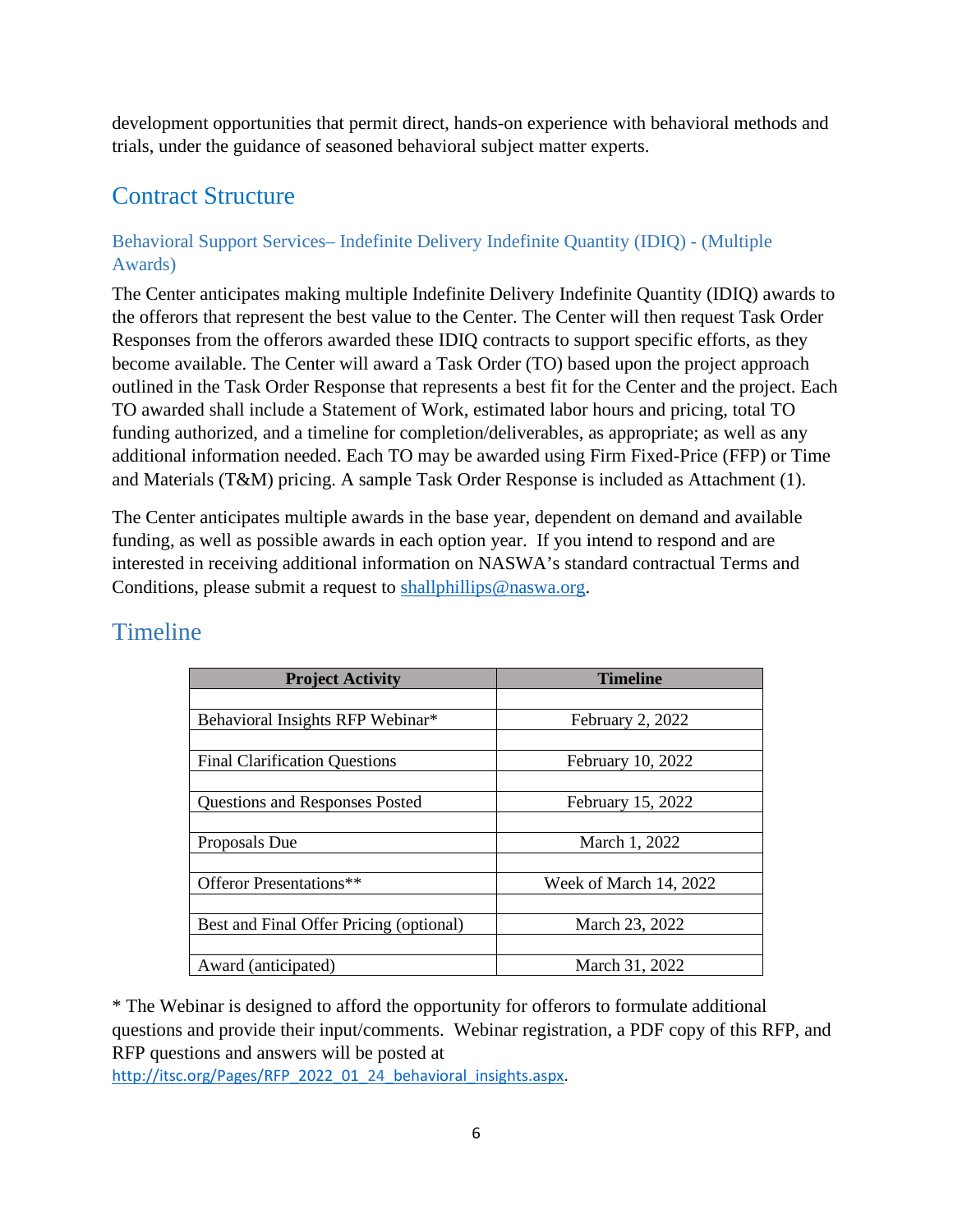development opportunities that permit direct, hands-on experience with behavioral methods and trials, under the guidance of seasoned behavioral subject matter experts.

## Contract Structure

### Behavioral Support Services– Indefinite Delivery Indefinite Quantity (IDIQ) - (Multiple Awards)

The Center anticipates making multiple Indefinite Delivery Indefinite Quantity (IDIQ) awards to the offerors that represent the best value to the Center. The Center will then request Task Order Responses from the offerors awarded these IDIQ contracts to support specific efforts, as they become available. The Center will award a Task Order (TO) based upon the project approach outlined in the Task Order Response that represents a best fit for the Center and the project. Each TO awarded shall include a Statement of Work, estimated labor hours and pricing, total TO funding authorized, and a timeline for completion/deliverables, as appropriate; as well as any additional information needed. Each TO may be awarded using Firm Fixed-Price (FFP) or Time and Materials (T&M) pricing. A sample Task Order Response is included as Attachment (1).

The Center anticipates multiple awards in the base year, dependent on demand and available funding, as well as possible awards in each option year. If you intend to respond and are interested in receiving additional information on NASWA's standard contractual Terms and Conditions, please submit a request to shallphillips@naswa.org.

## Timeline

| Project Activity | Timeline |
|---|---|
| Behavioral Insights RFP Webinar* | February 2, 2022 |
| Final Clarification Questions | February 10, 2022 |
| Questions and Responses Posted | February 15, 2022 |
| Proposals Due | March 1, 2022 |
| Offeror Presentations** | Week of March 14, 2022 |
| Best and Final Offer Pricing (optional) | March 23, 2022 |
| Award (anticipated) | March 31, 2022 |

* The Webinar is designed to afford the opportunity for offerors to formulate additional questions and provide their input/comments. Webinar registration, a PDF copy of this RFP, and RFP questions and answers will be posted at http://itsc.org/Pages/RFP_2022_01_24_behavioral_insights.aspx.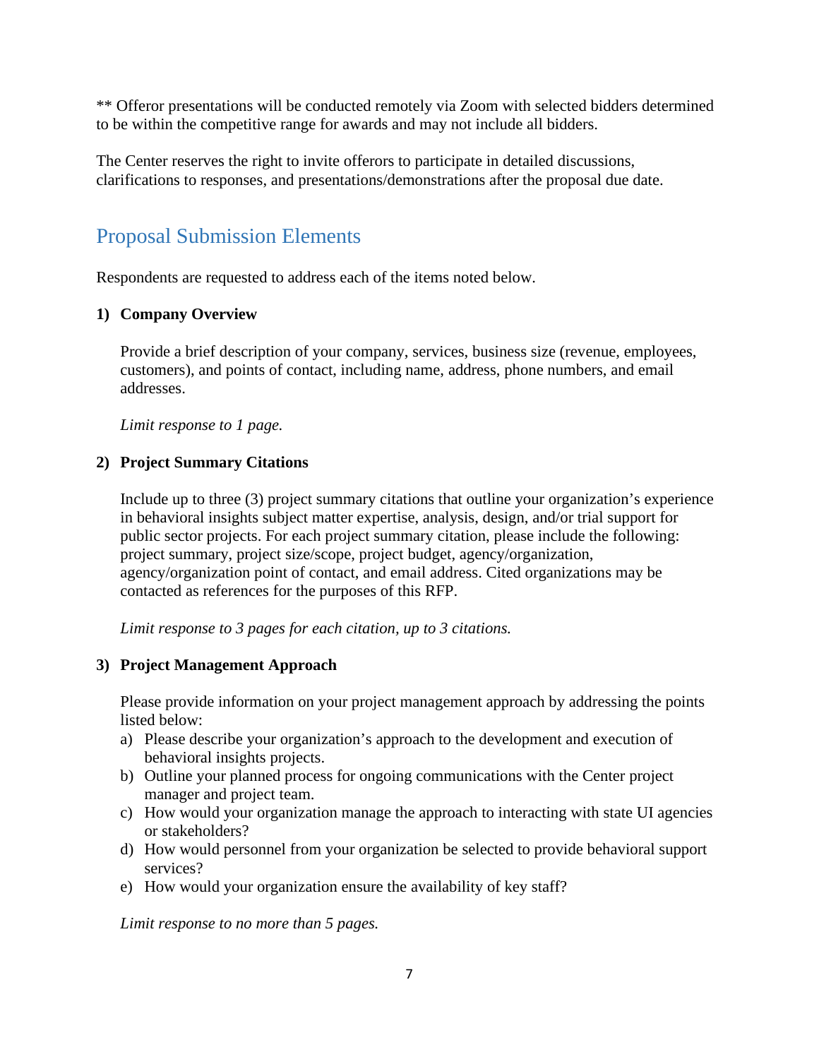** Offeror presentations will be conducted remotely via Zoom with selected bidders determined to be within the competitive range for awards and may not include all bidders.

The Center reserves the right to invite offerors to participate in detailed discussions, clarifications to responses, and presentations/demonstrations after the proposal due date.

## Proposal Submission Elements

Respondents are requested to address each of the items noted below.

**1) Company Overview**

Provide a brief description of your company, services, business size (revenue, employees, customers), and points of contact, including name, address, phone numbers, and email addresses.

*Limit response to 1 page.*

**2) Project Summary Citations**

Include up to three (3) project summary citations that outline your organization's experience in behavioral insights subject matter expertise, analysis, design, and/or trial support for public sector projects. For each project summary citation, please include the following: project summary, project size/scope, project budget, agency/organization, agency/organization point of contact, and email address. Cited organizations may be contacted as references for the purposes of this RFP.

*Limit response to 3 pages for each citation, up to 3 citations.*

**3) Project Management Approach**

Please provide information on your project management approach by addressing the points listed below:

a) Please describe your organization's approach to the development and execution of behavioral insights projects.
b) Outline your planned process for ongoing communications with the Center project manager and project team.
c) How would your organization manage the approach to interacting with state UI agencies or stakeholders?
d) How would personnel from your organization be selected to provide behavioral support services?
e) How would your organization ensure the availability of key staff?

*Limit response to no more than 5 pages.*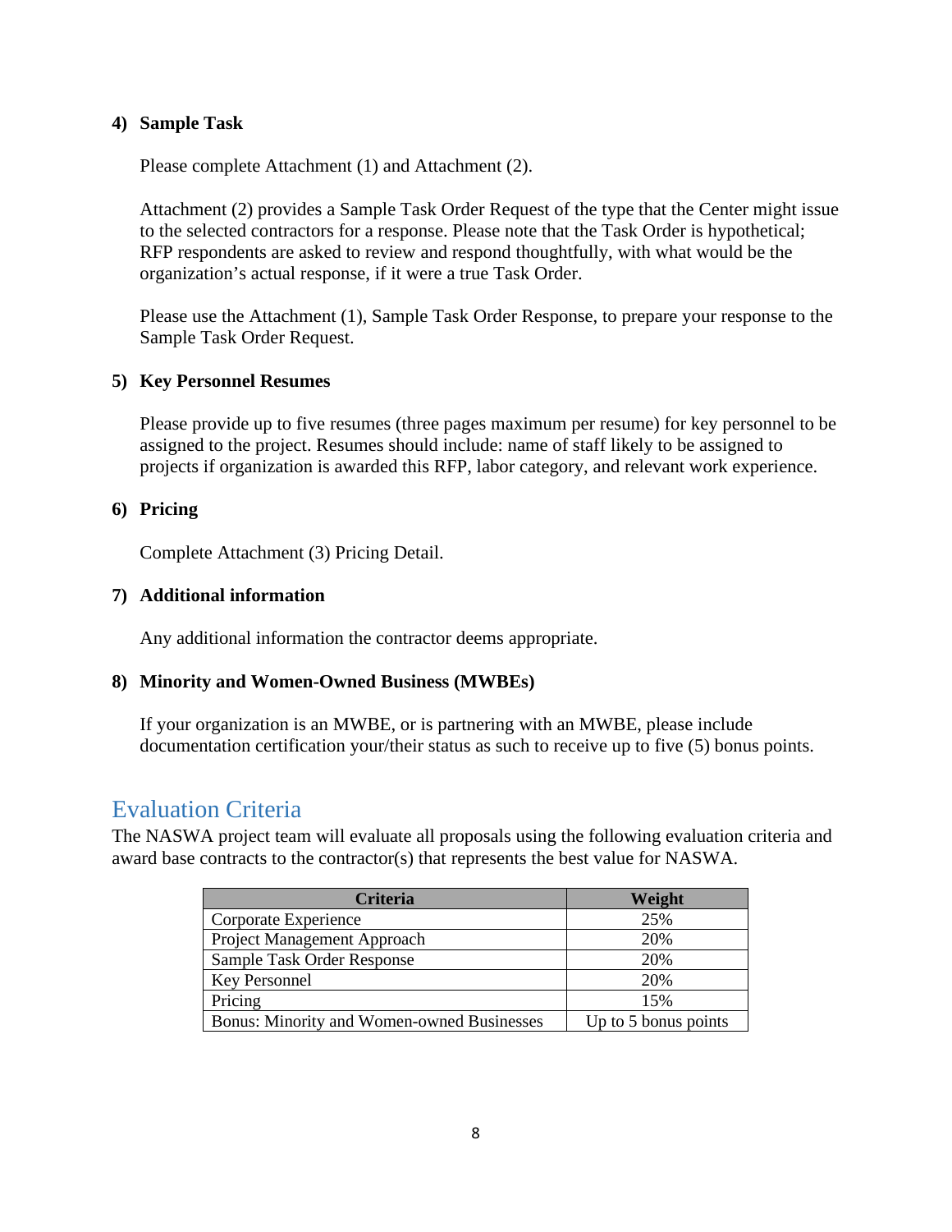**4) Sample Task**

Please complete Attachment (1) and Attachment (2).

Attachment (2) provides a Sample Task Order Request of the type that the Center might issue to the selected contractors for a response. Please note that the Task Order is hypothetical; RFP respondents are asked to review and respond thoughtfully, with what would be the organization's actual response, if it were a true Task Order.

Please use the Attachment (1), Sample Task Order Response, to prepare your response to the Sample Task Order Request.

**5) Key Personnel Resumes**

Please provide up to five resumes (three pages maximum per resume) for key personnel to be assigned to the project. Resumes should include: name of staff likely to be assigned to projects if organization is awarded this RFP, labor category, and relevant work experience.

**6) Pricing**

Complete Attachment (3) Pricing Detail.

**7) Additional information**

Any additional information the contractor deems appropriate.

**8) Minority and Women-Owned Business (MWBEs)**

If your organization is an MWBE, or is partnering with an MWBE, please include documentation certification your/their status as such to receive up to five (5) bonus points.

## Evaluation Criteria

The NASWA project team will evaluate all proposals using the following evaluation criteria and award base contracts to the contractor(s) that represents the best value for NASWA.

| Criteria | Weight |
|---|---|
| Corporate Experience | 25% |
| Project Management Approach | 20% |
| Sample Task Order Response | 20% |
| Key Personnel | 20% |
| Pricing | 15% |
| Bonus: Minority and Women-owned Businesses | Up to 5 bonus points |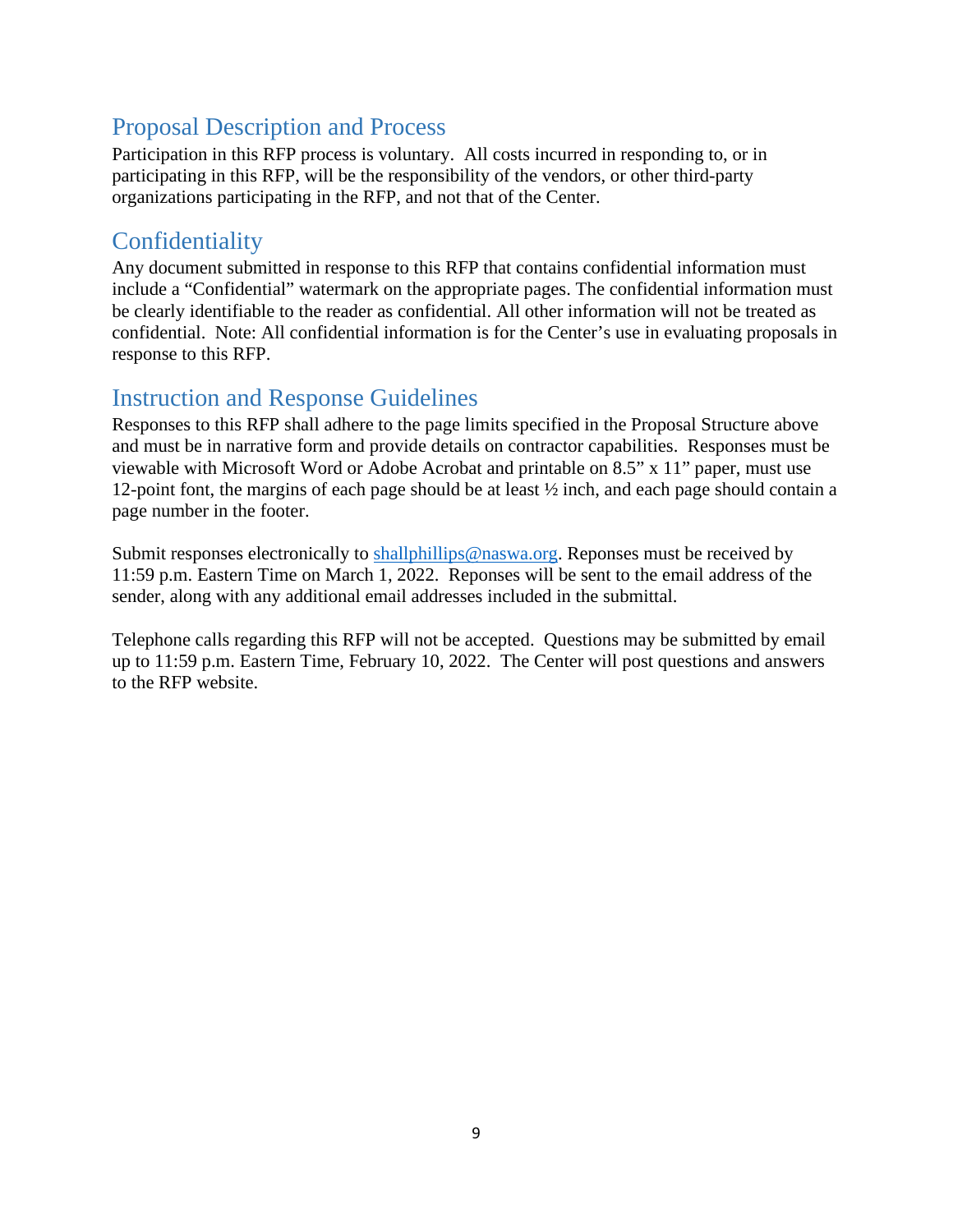## Proposal Description and Process

Participation in this RFP process is voluntary. All costs incurred in responding to, or in participating in this RFP, will be the responsibility of the vendors, or other third-party organizations participating in the RFP, and not that of the Center.

## Confidentiality

Any document submitted in response to this RFP that contains confidential information must include a "Confidential" watermark on the appropriate pages. The confidential information must be clearly identifiable to the reader as confidential. All other information will not be treated as confidential. Note: All confidential information is for the Center's use in evaluating proposals in response to this RFP.

## Instruction and Response Guidelines

Responses to this RFP shall adhere to the page limits specified in the Proposal Structure above and must be in narrative form and provide details on contractor capabilities. Responses must be viewable with Microsoft Word or Adobe Acrobat and printable on 8.5" x 11" paper, must use 12-point font, the margins of each page should be at least ½ inch, and each page should contain a page number in the footer.

Submit responses electronically to [shallphillips@naswa.org](mailto:shallphillips@naswa.org). Reponses must be received by 11:59 p.m. Eastern Time on March 1, 2022. Reponses will be sent to the email address of the sender, along with any additional email addresses included in the submittal.

Telephone calls regarding this RFP will not be accepted. Questions may be submitted by email up to 11:59 p.m. Eastern Time, February 10, 2022. The Center will post questions and answers to the RFP website.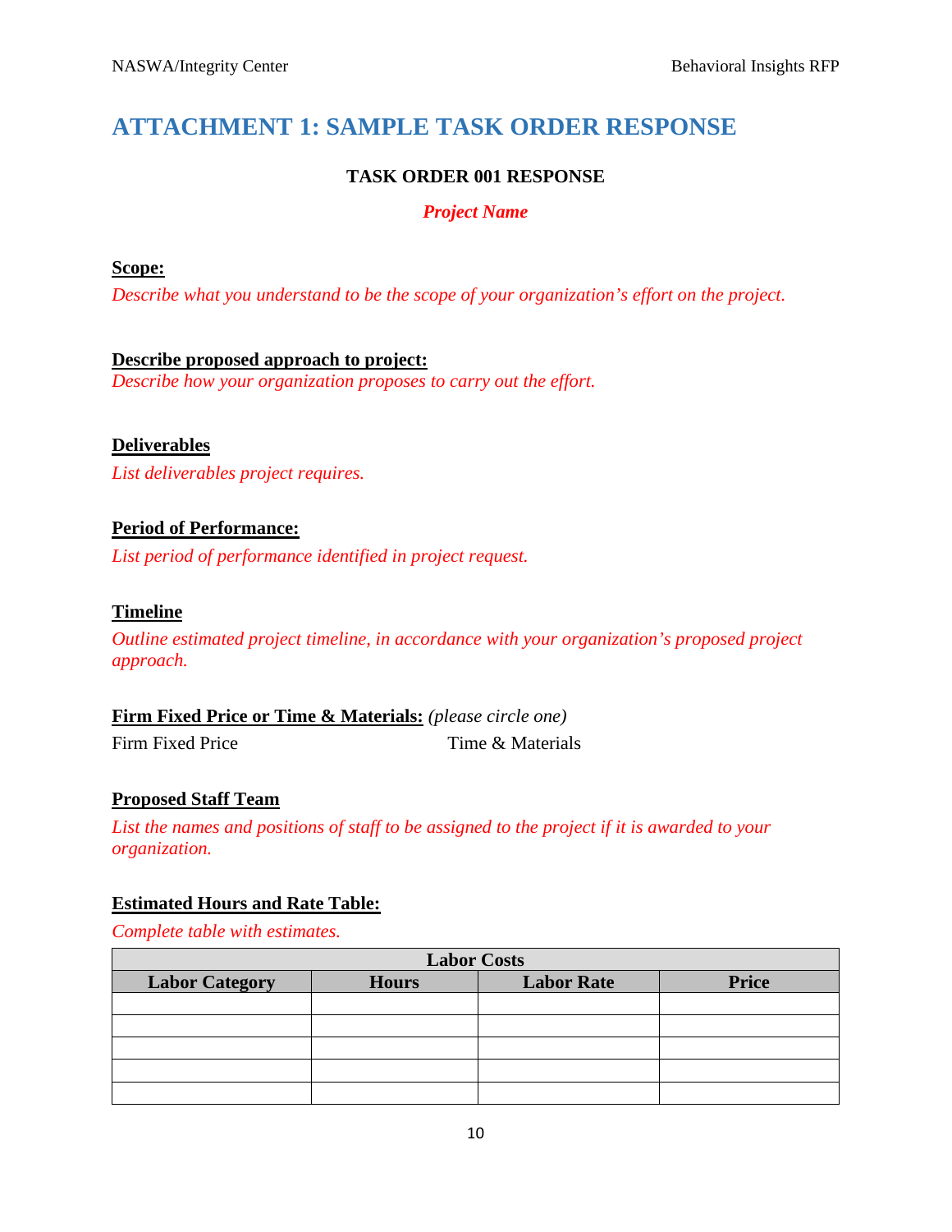# ATTACHMENT 1: SAMPLE TASK ORDER RESPONSE

**TASK ORDER 001 RESPONSE**

***Project Name***

**Scope:**

*Describe what you understand to be the scope of your organization's effort on the project.*

**Describe proposed approach to project:**

*Describe how your organization proposes to carry out the effort.*

**Deliverables**

*List deliverables project requires.*

**Period of Performance:**

*List period of performance identified in project request.*

**Timeline**

*Outline estimated project timeline, in accordance with your organization's proposed project approach.*

**Firm Fixed Price or Time & Materials:** *(please circle one)*

Firm Fixed Price Time & Materials

**Proposed Staff Team**

*List the names and positions of staff to be assigned to the project if it is awarded to your organization.*

**Estimated Hours and Rate Table:**

*Complete table with estimates.*

| Labor Costs | | | |
|---|---|---|---|
| **Labor Category** | **Hours** | **Labor Rate** | **Price** |
| | | | |
| | | | |
| | | | |
| | | | |
| | | | |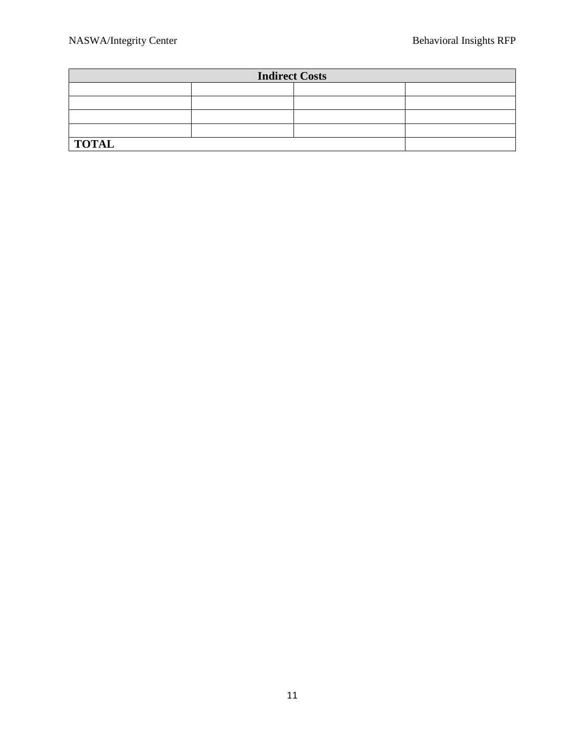| Indirect Costs | | | |
|---|---|---|---|
| | | | |
| | | | |
| | | | |
| | | | |
| **TOTAL** | | | |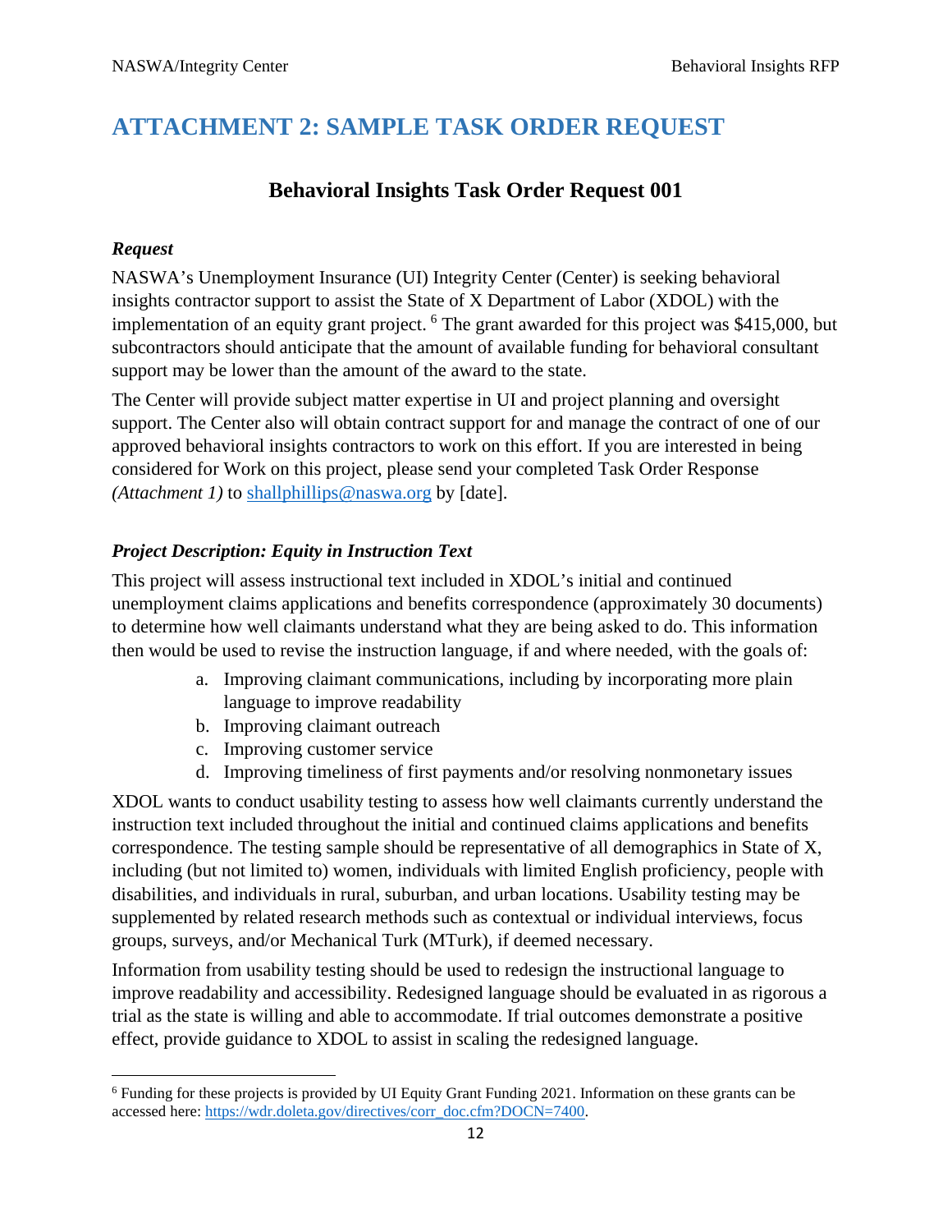# ATTACHMENT 2: SAMPLE TASK ORDER REQUEST

## Behavioral Insights Task Order Request 001

### *Request*

NASWA's Unemployment Insurance (UI) Integrity Center (Center) is seeking behavioral insights contractor support to assist the State of X Department of Labor (XDOL) with the implementation of an equity grant project. [6] The grant awarded for this project was $415,000, but subcontractors should anticipate that the amount of available funding for behavioral consultant support may be lower than the amount of the award to the state.

The Center will provide subject matter expertise in UI and project planning and oversight support. The Center also will obtain contract support for and manage the contract of one of our approved behavioral insights contractors to work on this effort. If you are interested in being considered for Work on this project, please send your completed Task Order Response *(Attachment 1)* to shallphillips@naswa.org by [date].

### *Project Description: Equity in Instruction Text*

This project will assess instructional text included in XDOL's initial and continued unemployment claims applications and benefits correspondence (approximately 30 documents) to determine how well claimants understand what they are being asked to do. This information then would be used to revise the instruction language, if and where needed, with the goals of:

a. Improving claimant communications, including by incorporating more plain language to improve readability
b. Improving claimant outreach
c. Improving customer service
d. Improving timeliness of first payments and/or resolving nonmonetary issues

XDOL wants to conduct usability testing to assess how well claimants currently understand the instruction text included throughout the initial and continued claims applications and benefits correspondence. The testing sample should be representative of all demographics in State of X, including (but not limited to) women, individuals with limited English proficiency, people with disabilities, and individuals in rural, suburban, and urban locations. Usability testing may be supplemented by related research methods such as contextual or individual interviews, focus groups, surveys, and/or Mechanical Turk (MTurk), if deemed necessary.

Information from usability testing should be used to redesign the instructional language to improve readability and accessibility. Redesigned language should be evaluated in as rigorous a trial as the state is willing and able to accommodate. If trial outcomes demonstrate a positive effect, provide guidance to XDOL to assist in scaling the redesigned language.

---

[6] Funding for these projects is provided by UI Equity Grant Funding 2021. Information on these grants can be accessed here: https://wdr.doleta.gov/directives/corr_doc.cfm?DOCN=7400.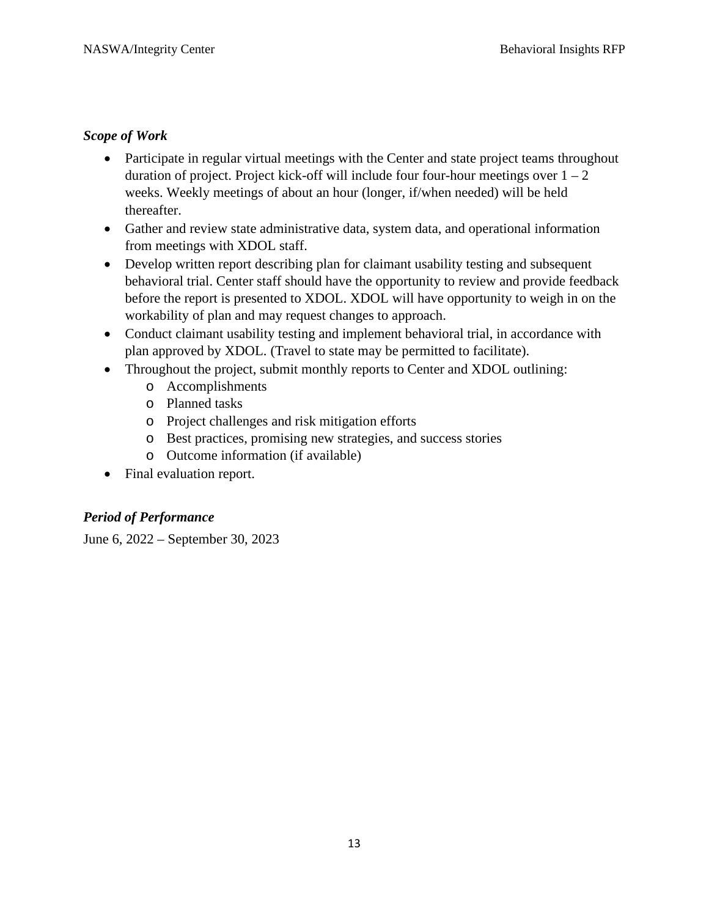*Scope of Work*

- Participate in regular virtual meetings with the Center and state project teams throughout duration of project. Project kick-off will include four four-hour meetings over 1 – 2 weeks. Weekly meetings of about an hour (longer, if/when needed) will be held thereafter.
- Gather and review state administrative data, system data, and operational information from meetings with XDOL staff.
- Develop written report describing plan for claimant usability testing and subsequent behavioral trial. Center staff should have the opportunity to review and provide feedback before the report is presented to XDOL. XDOL will have opportunity to weigh in on the workability of plan and may request changes to approach.
- Conduct claimant usability testing and implement behavioral trial, in accordance with plan approved by XDOL. (Travel to state may be permitted to facilitate).
- Throughout the project, submit monthly reports to Center and XDOL outlining:
  - Accomplishments
  - Planned tasks
  - Project challenges and risk mitigation efforts
  - Best practices, promising new strategies, and success stories
  - Outcome information (if available)
- Final evaluation report.

*Period of Performance*

June 6, 2022 – September 30, 2023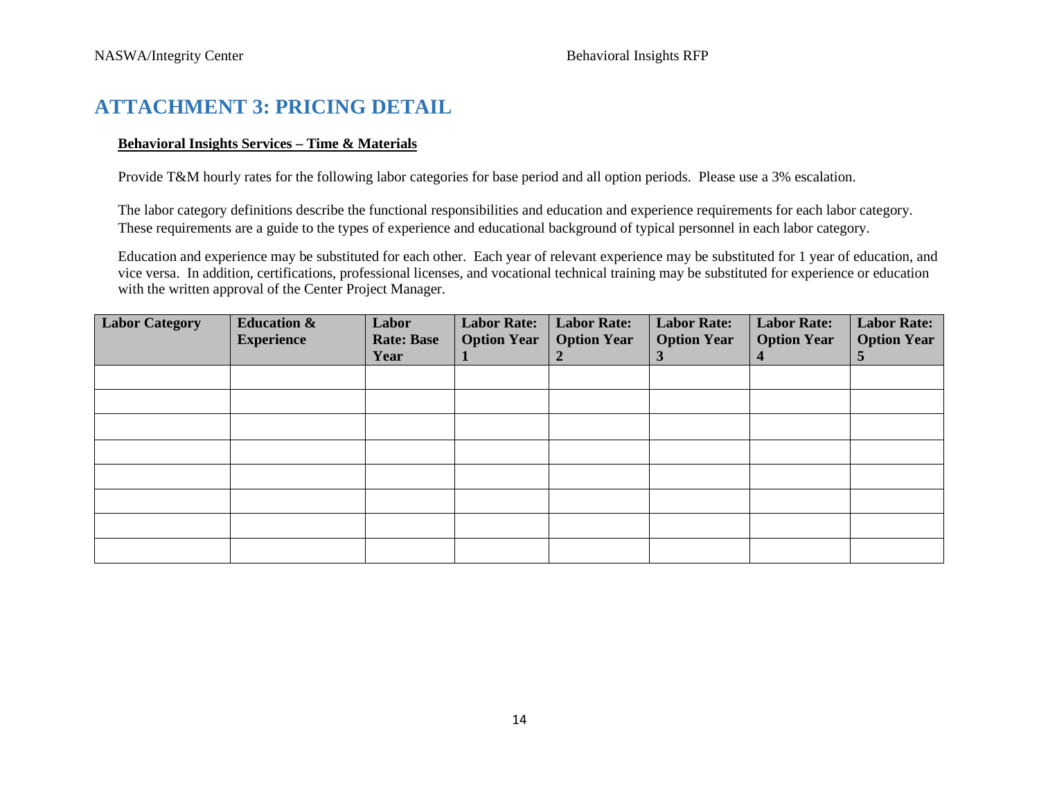# ATTACHMENT 3: PRICING DETAIL

**Behavioral Insights Services – Time & Materials**

Provide T&M hourly rates for the following labor categories for base period and all option periods. Please use a 3% escalation.

The labor category definitions describe the functional responsibilities and education and experience requirements for each labor category. These requirements are a guide to the types of experience and educational background of typical personnel in each labor category.

Education and experience may be substituted for each other. Each year of relevant experience may be substituted for 1 year of education, and vice versa. In addition, certifications, professional licenses, and vocational technical training may be substituted for experience or education with the written approval of the Center Project Manager.

| Labor Category | Education & Experience | Labor Rate: Base Year | Labor Rate: Option Year 1 | Labor Rate: Option Year 2 | Labor Rate: Option Year 3 | Labor Rate: Option Year 4 | Labor Rate: Option Year 5 |
|---|---|---|---|---|---|---|---|
| | | | | | | | |
| | | | | | | | |
| | | | | | | | |
| | | | | | | | |
| | | | | | | | |
| | | | | | | | |
| | | | | | | | |
| | | | | | | | |